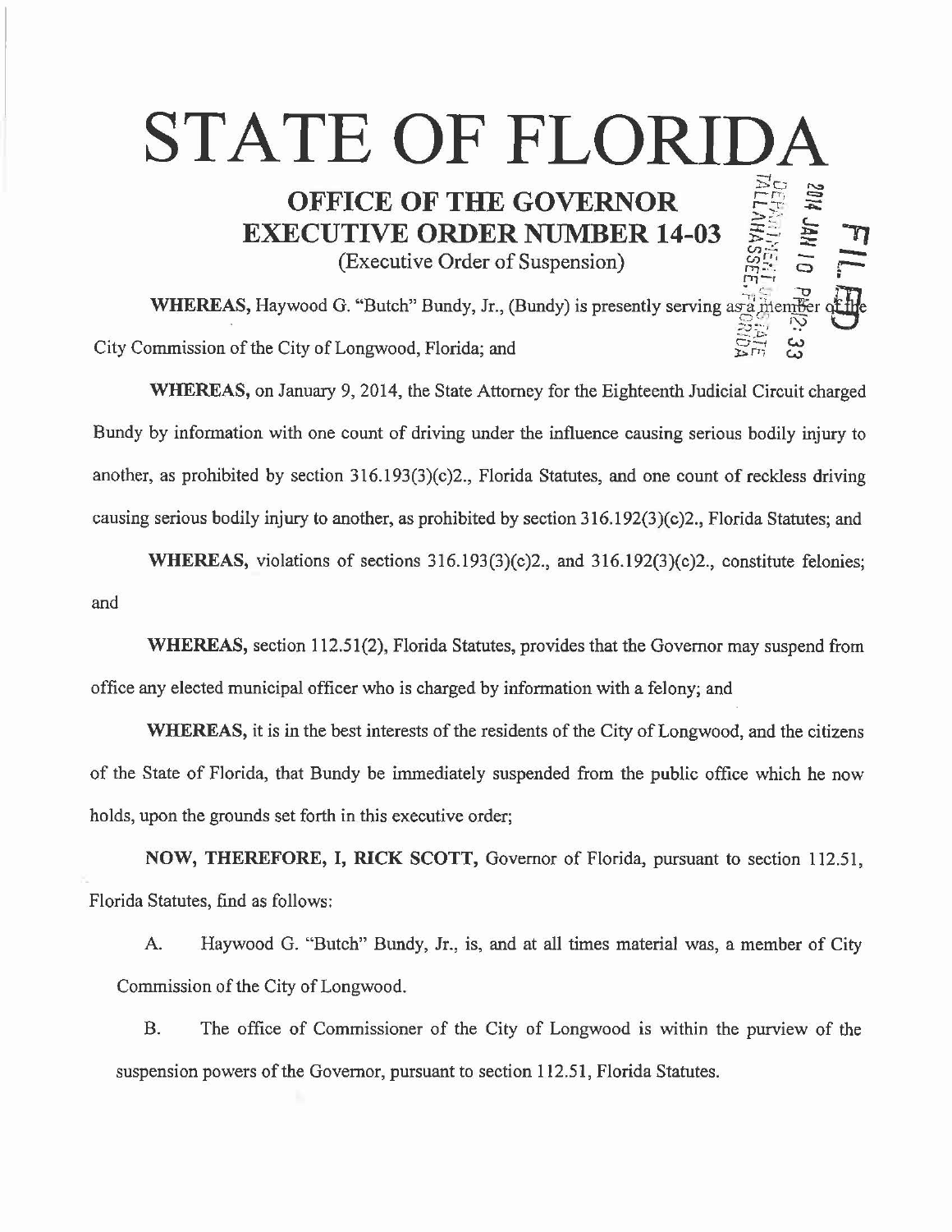# STATE OF FLORIDA

## OFFICE OF THE GOVERNOR
## EXECUTIVE ORDER NUMBER 14-03

(Executive Order of Suspension)

**WHEREAS,** Haywood G. "Butch" Bundy, Jr., (Bundy) is presently serving as a member of the City Commission of the City of Longwood, Florida; and

**WHEREAS,** on January 9, 2014, the State Attorney for the Eighteenth Judicial Circuit charged Bundy by information with one count of driving under the influence causing serious bodily injury to another, as prohibited by section 316.193(3)(c)2., Florida Statutes, and one count of reckless driving causing serious bodily injury to another, as prohibited by section 316.192(3)(c)2., Florida Statutes; and

**WHEREAS,** violations of sections 316.193(3)(c)2., and 316.192(3)(c)2., constitute felonies; and

**WHEREAS,** section 112.51(2), Florida Statutes, provides that the Governor may suspend from office any elected municipal officer who is charged by information with a felony; and

**WHEREAS,** it is in the best interests of the residents of the City of Longwood, and the citizens of the State of Florida, that Bundy be immediately suspended from the public office which he now holds, upon the grounds set forth in this executive order;

**NOW, THEREFORE, I, RICK SCOTT,** Governor of Florida, pursuant to section 112.51, Florida Statutes, find as follows:

A. Haywood G. "Butch" Bundy, Jr., is, and at all times material was, a member of City Commission of the City of Longwood.

B. The office of Commissioner of the City of Longwood is within the purview of the suspension powers of the Governor, pursuant to section 112.51, Florida Statutes.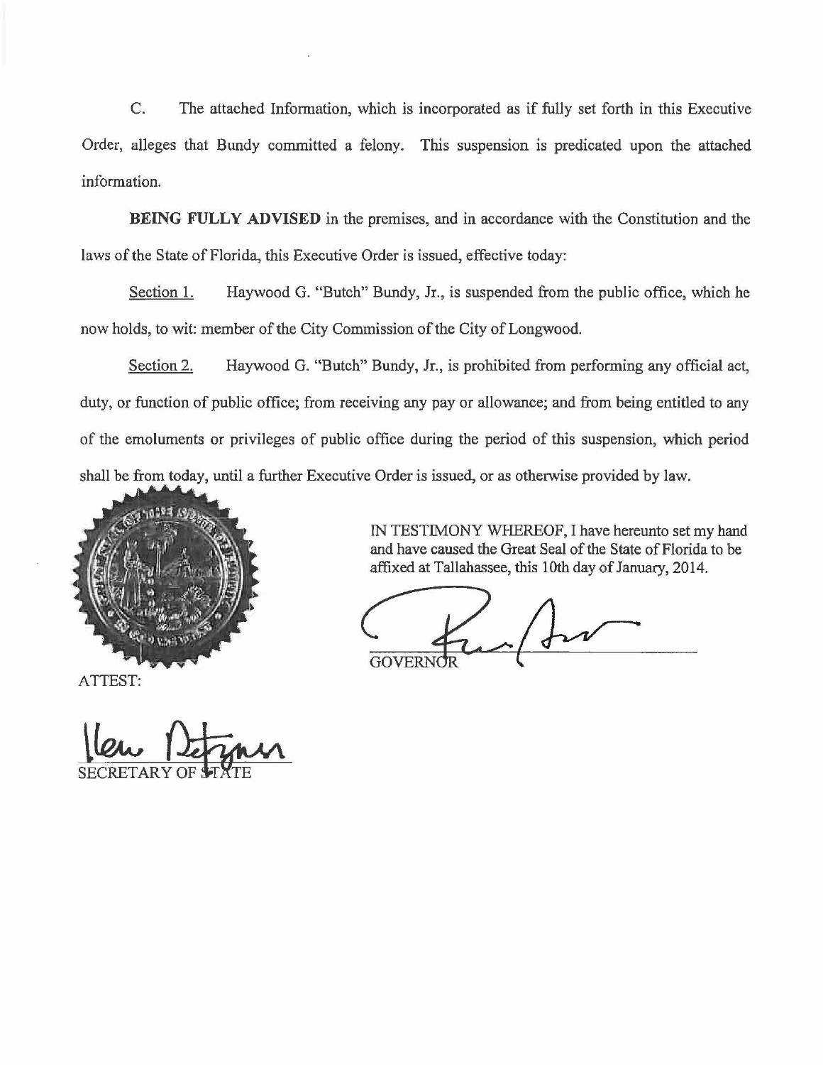C. The attached Information, which is incorporated as if fully set forth in this Executive Order, alleges that Bundy committed a felony. This suspension is predicated upon the attached information.

**BEING FULLY ADVISED** in the premises, and in accordance with the Constitution and the laws of the State of Florida, this Executive Order is issued, effective today:

Section 1. Haywood G. "Butch" Bundy, Jr., is suspended from the public office, which he now holds, to wit: member of the City Commission of the City of Longwood.

Section 2. Haywood G. "Butch" Bundy, Jr., is prohibited from performing any official act, duty, or function of public office; from receiving any pay or allowance; and from being entitled to any of the emoluments or privileges of public office during the period of this suspension, which period shall be from today, until a further Executive Order is issued, or as otherwise provided by law.

IN TESTIMONY WHEREOF, I have hereunto set my hand and have caused the Great Seal of the State of Florida to be affixed at Tallahassee, this 10th day of January, 2014.

GOVERNOR

ATTEST:

SECRETARY OF STATE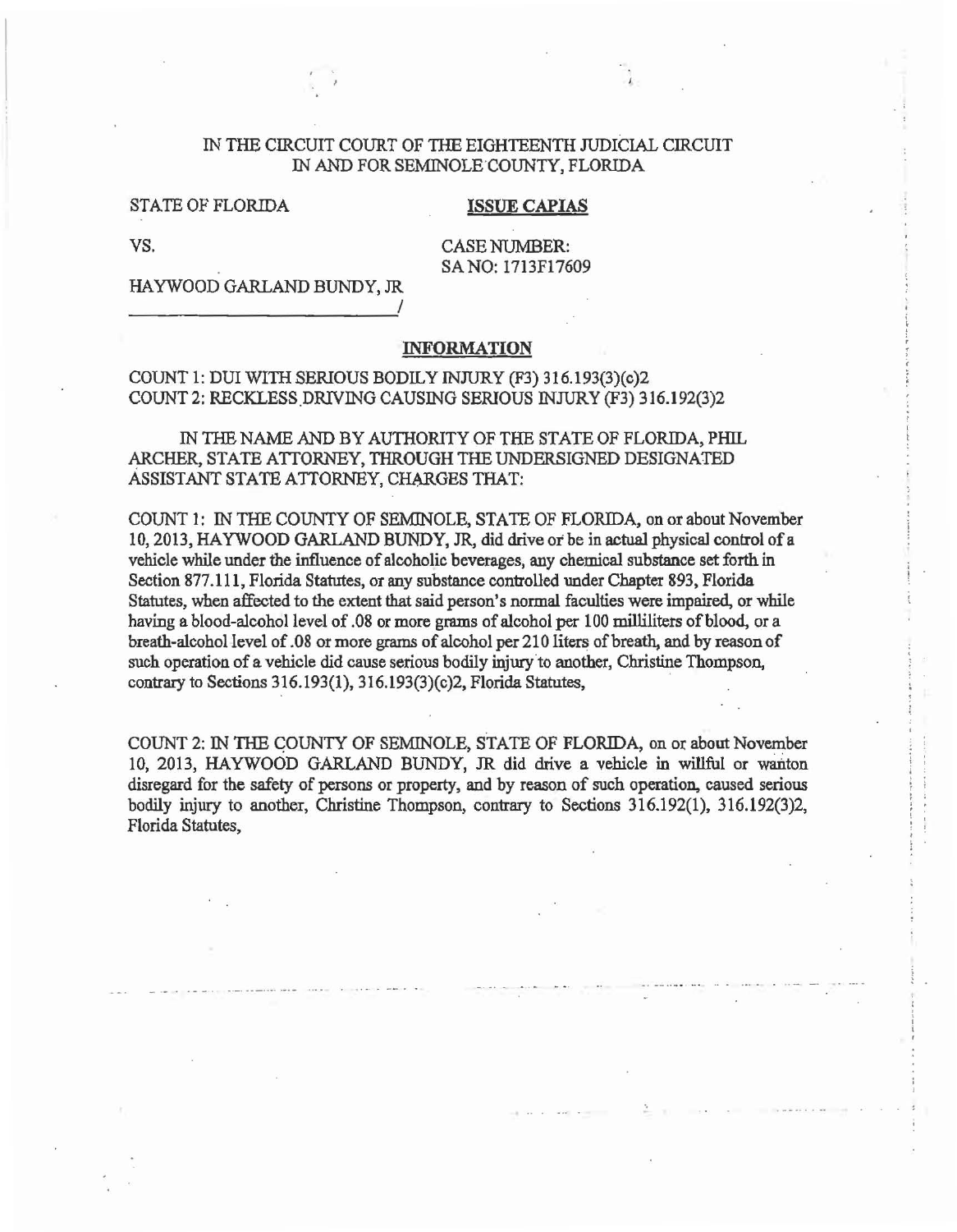IN THE CIRCUIT COURT OF THE EIGHTEENTH JUDICIAL CIRCUIT
IN AND FOR SEMINOLE COUNTY, FLORIDA

STATE OF FLORIDA **ISSUE CAPIAS**

VS. CASE NUMBER:
SA NO: 1713F17609

HAYWOOD GARLAND BUNDY, JR
_______________________________/

**INFORMATION**

COUNT 1: DUI WITH SERIOUS BODILY INJURY (F3) 316.193(3)(c)2
COUNT 2: RECKLESS DRIVING CAUSING SERIOUS INJURY (F3) 316.192(3)2

IN THE NAME AND BY AUTHORITY OF THE STATE OF FLORIDA, PHIL ARCHER, STATE ATTORNEY, THROUGH THE UNDERSIGNED DESIGNATED ASSISTANT STATE ATTORNEY, CHARGES THAT:

COUNT 1: IN THE COUNTY OF SEMINOLE, STATE OF FLORIDA, on or about November 10, 2013, HAYWOOD GARLAND BUNDY, JR, did drive or be in actual physical control of a vehicle while under the influence of alcoholic beverages, any chemical substance set forth in Section 877.111, Florida Statutes, or any substance controlled under Chapter 893, Florida Statutes, when affected to the extent that said person's normal faculties were impaired, or while having a blood-alcohol level of .08 or more grams of alcohol per 100 milliliters of blood, or a breath-alcohol level of .08 or more grams of alcohol per 210 liters of breath, and by reason of such operation of a vehicle did cause serious bodily injury to another, Christine Thompson, contrary to Sections 316.193(1), 316.193(3)(c)2, Florida Statutes,

COUNT 2: IN THE COUNTY OF SEMINOLE, STATE OF FLORIDA, on or about November 10, 2013, HAYWOOD GARLAND BUNDY, JR did drive a vehicle in willful or wanton disregard for the safety of persons or property, and by reason of such operation, caused serious bodily injury to another, Christine Thompson, contrary to Sections 316.192(1), 316.192(3)2, Florida Statutes,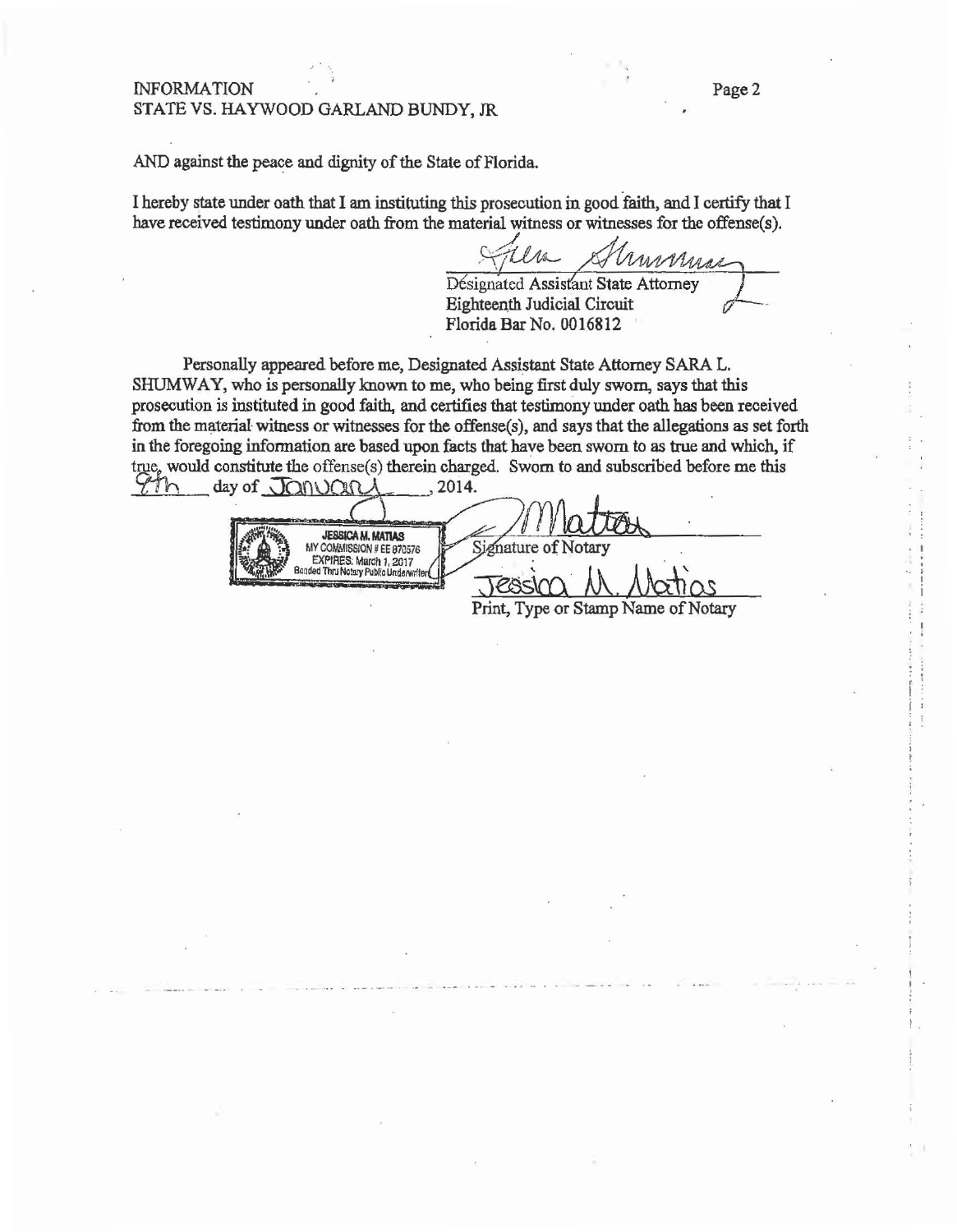INFORMATION
STATE VS. HAYWOOD GARLAND BUNDY, JR

AND against the peace and dignity of the State of Florida.

I hereby state under oath that I am instituting this prosecution in good faith, and I certify that I have received testimony under oath from the material witness or witnesses for the offense(s).

Designated Assistant State Attorney
Eighteenth Judicial Circuit
Florida Bar No. 0016812

Personally appeared before me, Designated Assistant State Attorney SARA L. SHUMWAY, who is personally known to me, who being first duly sworn, says that this prosecution is instituted in good faith, and certifies that testimony under oath has been received from the material witness or witnesses for the offense(s), and says that the allegations as set forth in the foregoing information are based upon facts that have been sworn to as true and which, if true, would constitute the offense(s) therein charged. Sworn to and subscribed before me this 9th day of January, 2014.

JESSICA M. MATIAS
MY COMMISSION # EE 870576
EXPIRES: March 1, 2017
Bonded Thru Notary Public Underwriters

Signature of Notary

Jessica M. Matias
Print, Type or Stamp Name of Notary